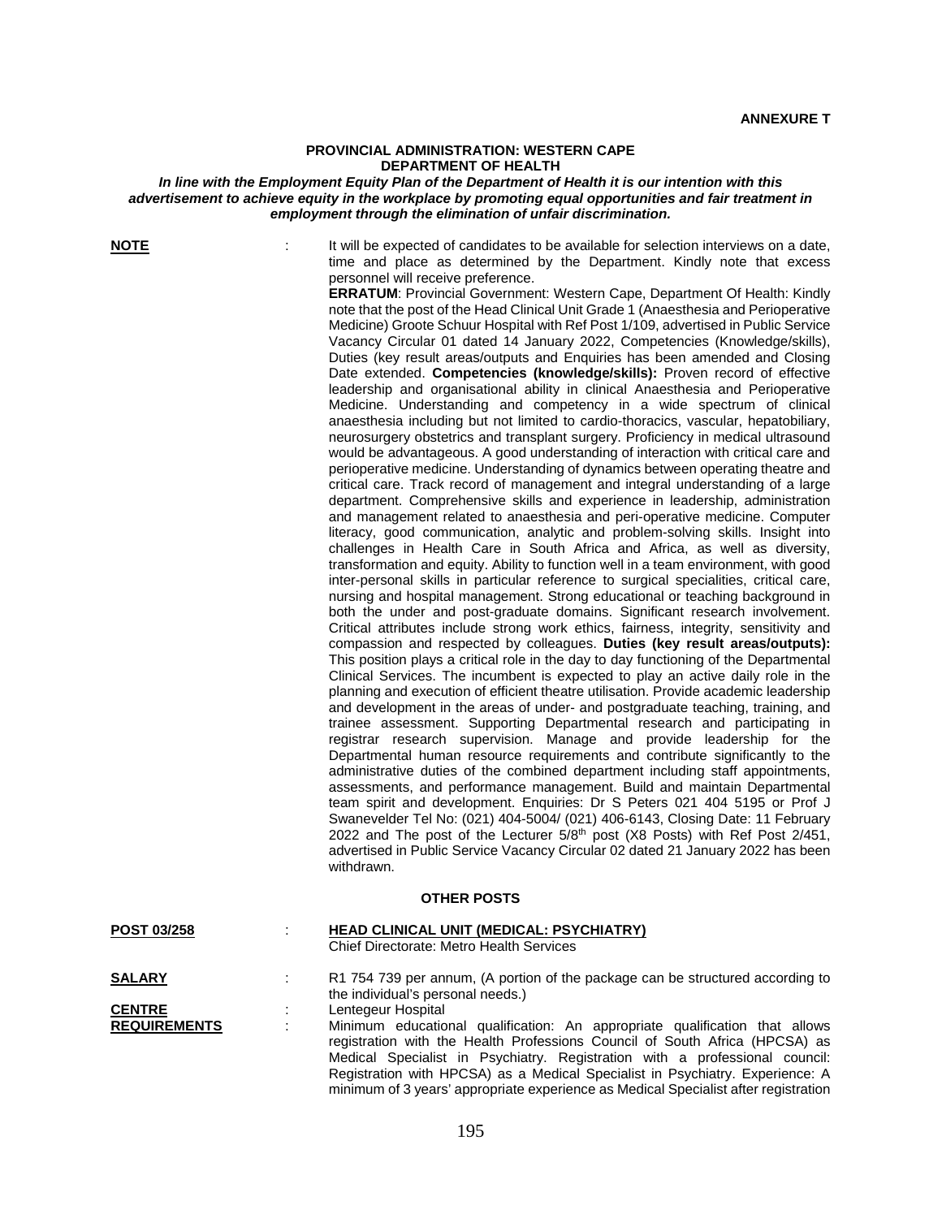**ANNEXURE T**

**PROVINCIAL ADMINISTRATION: WESTERN CAPE**
**DEPARTMENT OF HEALTH**

***In line with the Employment Equity Plan of the Department of Health it is our intention with this advertisement to achieve equity in the workplace by promoting equal opportunities and fair treatment in employment through the elimination of unfair discrimination.***

**NOTE** : It will be expected of candidates to be available for selection interviews on a date, time and place as determined by the Department. Kindly note that excess personnel will receive preference.

**ERRATUM**: Provincial Government: Western Cape, Department Of Health: Kindly note that the post of the Head Clinical Unit Grade 1 (Anaesthesia and Perioperative Medicine) Groote Schuur Hospital with Ref Post 1/109, advertised in Public Service Vacancy Circular 01 dated 14 January 2022, Competencies (Knowledge/skills), Duties (key result areas/outputs and Enquiries has been amended and Closing Date extended. **Competencies (knowledge/skills):** Proven record of effective leadership and organisational ability in clinical Anaesthesia and Perioperative Medicine. Understanding and competency in a wide spectrum of clinical anaesthesia including but not limited to cardio-thoracics, vascular, hepatobiliary, neurosurgery obstetrics and transplant surgery. Proficiency in medical ultrasound would be advantageous. A good understanding of interaction with critical care and perioperative medicine. Understanding of dynamics between operating theatre and critical care. Track record of management and integral understanding of a large department. Comprehensive skills and experience in leadership, administration and management related to anaesthesia and peri-operative medicine. Computer literacy, good communication, analytic and problem-solving skills. Insight into challenges in Health Care in South Africa and Africa, as well as diversity, transformation and equity. Ability to function well in a team environment, with good inter-personal skills in particular reference to surgical specialities, critical care, nursing and hospital management. Strong educational or teaching background in both the under and post-graduate domains. Significant research involvement. Critical attributes include strong work ethics, fairness, integrity, sensitivity and compassion and respected by colleagues. **Duties (key result areas/outputs):** This position plays a critical role in the day to day functioning of the Departmental Clinical Services. The incumbent is expected to play an active daily role in the planning and execution of efficient theatre utilisation. Provide academic leadership and development in the areas of under- and postgraduate teaching, training, and trainee assessment. Supporting Departmental research and participating in registrar research supervision. Manage and provide leadership for the Departmental human resource requirements and contribute significantly to the administrative duties of the combined department including staff appointments, assessments, and performance management. Build and maintain Departmental team spirit and development. Enquiries: Dr S Peters 021 404 5195 or Prof J Swanevelder Tel No: (021) 404-5004/ (021) 406-6143, Closing Date: 11 February 2022 and The post of the Lecturer 5/8th post (X8 Posts) with Ref Post 2/451, advertised in Public Service Vacancy Circular 02 dated 21 January 2022 has been withdrawn.

**OTHER POSTS**

**POST 03/258** : **HEAD CLINICAL UNIT (MEDICAL: PSYCHIATRY)**
Chief Directorate: Metro Health Services

**SALARY** : R1 754 739 per annum, (A portion of the package can be structured according to the individual's personal needs.)

**CENTRE** : Lentegeur Hospital

**REQUIREMENTS** : Minimum educational qualification: An appropriate qualification that allows registration with the Health Professions Council of South Africa (HPCSA) as Medical Specialist in Psychiatry. Registration with a professional council: Registration with HPCSA) as a Medical Specialist in Psychiatry. Experience: A minimum of 3 years' appropriate experience as Medical Specialist after registration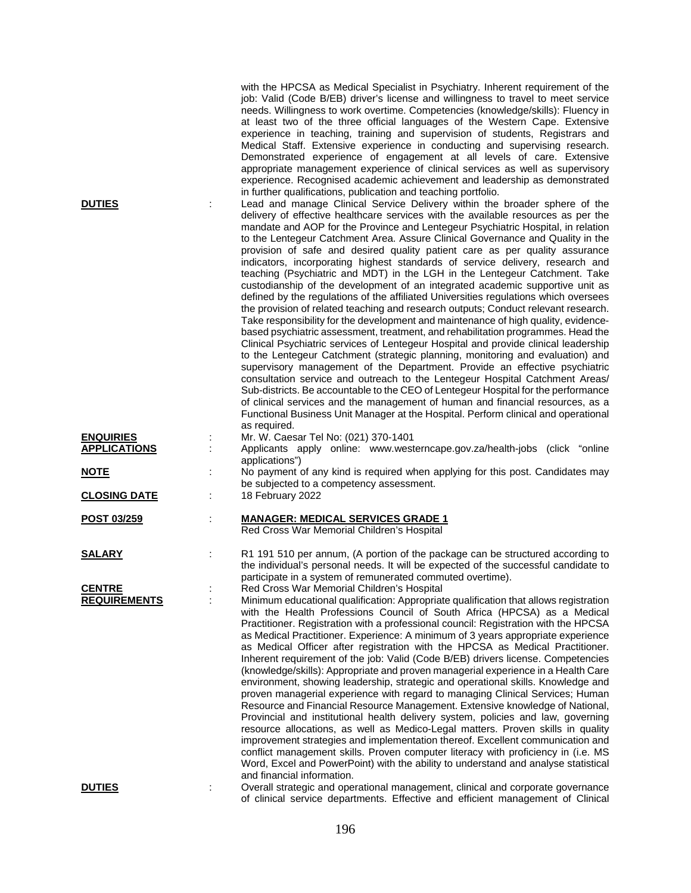with the HPCSA as Medical Specialist in Psychiatry. Inherent requirement of the job: Valid (Code B/EB) driver's license and willingness to travel to meet service needs. Willingness to work overtime. Competencies (knowledge/skills): Fluency in at least two of the three official languages of the Western Cape. Extensive experience in teaching, training and supervision of students, Registrars and Medical Staff. Extensive experience in conducting and supervising research. Demonstrated experience of engagement at all levels of care. Extensive appropriate management experience of clinical services as well as supervisory experience. Recognised academic achievement and leadership as demonstrated in further qualifications, publication and teaching portfolio.

**DUTIES** : Lead and manage Clinical Service Delivery within the broader sphere of the delivery of effective healthcare services with the available resources as per the mandate and AOP for the Province and Lentegeur Psychiatric Hospital, in relation to the Lentegeur Catchment Area. Assure Clinical Governance and Quality in the provision of safe and desired quality patient care as per quality assurance indicators, incorporating highest standards of service delivery, research and teaching (Psychiatric and MDT) in the LGH in the Lentegeur Catchment. Take custodianship of the development of an integrated academic supportive unit as defined by the regulations of the affiliated Universities regulations which oversees the provision of related teaching and research outputs; Conduct relevant research. Take responsibility for the development and maintenance of high quality, evidence-based psychiatric assessment, treatment, and rehabilitation programmes. Head the Clinical Psychiatric services of Lentegeur Hospital and provide clinical leadership to the Lentegeur Catchment (strategic planning, monitoring and evaluation) and supervisory management of the Department. Provide an effective psychiatric consultation service and outreach to the Lentegeur Hospital Catchment Areas/ Sub-districts. Be accountable to the CEO of Lentegeur Hospital for the performance of clinical services and the management of human and financial resources, as a Functional Business Unit Manager at the Hospital. Perform clinical and operational as required.

**ENQUIRIES** : Mr. W. Caesar Tel No: (021) 370-1401

**APPLICATIONS** : Applicants apply online: www.westerncape.gov.za/health-jobs (click "online applications")

**NOTE** : No payment of any kind is required when applying for this post. Candidates may be subjected to a competency assessment.

**CLOSING DATE** : 18 February 2022

**POST 03/259** : **MANAGER: MEDICAL SERVICES GRADE 1**
Red Cross War Memorial Children's Hospital

**SALARY** : R1 191 510 per annum, (A portion of the package can be structured according to the individual's personal needs. It will be expected of the successful candidate to participate in a system of remunerated commuted overtime).

**CENTRE** : Red Cross War Memorial Children's Hospital

**REQUIREMENTS** : Minimum educational qualification: Appropriate qualification that allows registration with the Health Professions Council of South Africa (HPCSA) as a Medical Practitioner. Registration with a professional council: Registration with the HPCSA as Medical Practitioner. Experience: A minimum of 3 years appropriate experience as Medical Officer after registration with the HPCSA as Medical Practitioner. Inherent requirement of the job: Valid (Code B/EB) drivers license. Competencies (knowledge/skills): Appropriate and proven managerial experience in a Health Care environment, showing leadership, strategic and operational skills. Knowledge and proven managerial experience with regard to managing Clinical Services; Human Resource and Financial Resource Management. Extensive knowledge of National, Provincial and institutional health delivery system, policies and law, governing resource allocations, as well as Medico-Legal matters. Proven skills in quality improvement strategies and implementation thereof. Excellent communication and conflict management skills. Proven computer literacy with proficiency in (i.e. MS Word, Excel and PowerPoint) with the ability to understand and analyse statistical and financial information.

**DUTIES** : Overall strategic and operational management, clinical and corporate governance of clinical service departments. Effective and efficient management of Clinical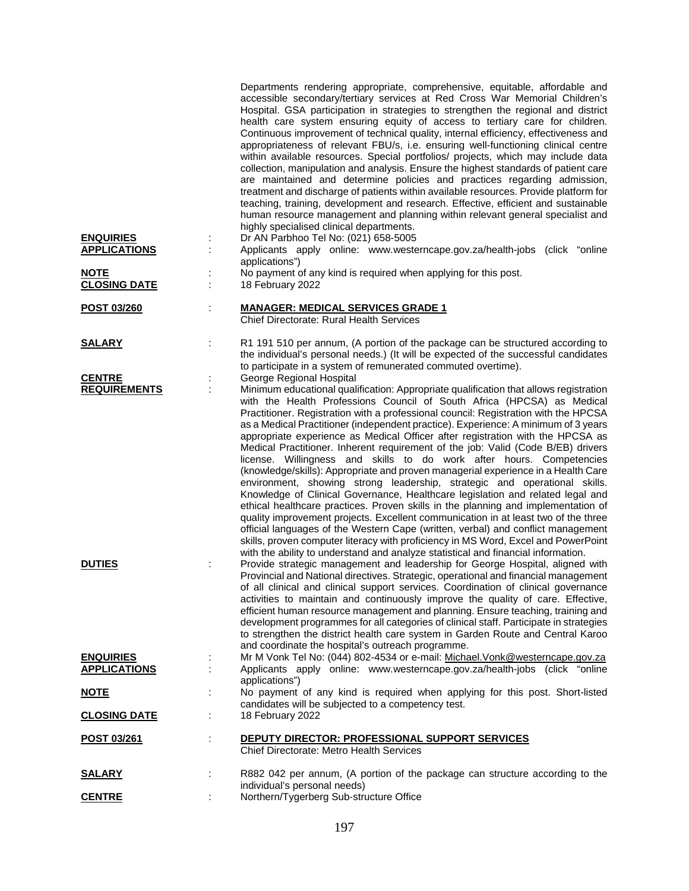Departments rendering appropriate, comprehensive, equitable, affordable and accessible secondary/tertiary services at Red Cross War Memorial Children's Hospital. GSA participation in strategies to strengthen the regional and district health care system ensuring equity of access to tertiary care for children. Continuous improvement of technical quality, internal efficiency, effectiveness and appropriateness of relevant FBU/s, i.e. ensuring well-functioning clinical centre within available resources. Special portfolios/ projects, which may include data collection, manipulation and analysis. Ensure the highest standards of patient care are maintained and determine policies and practices regarding admission, treatment and discharge of patients within available resources. Provide platform for teaching, training, development and research. Effective, efficient and sustainable human resource management and planning within relevant general specialist and highly specialised clinical departments.

**ENQUIRIES** : Dr AN Parbhoo Tel No: (021) 658-5005

**APPLICATIONS** : Applicants apply online: www.westerncape.gov.za/health-jobs (click "online applications")

**NOTE** : No payment of any kind is required when applying for this post.

**CLOSING DATE** : 18 February 2022

**POST 03/260** : **MANAGER: MEDICAL SERVICES GRADE 1**
Chief Directorate: Rural Health Services

**SALARY** : R1 191 510 per annum, (A portion of the package can be structured according to the individual's personal needs.) (It will be expected of the successful candidates to participate in a system of remunerated commuted overtime).

**CENTRE** : George Regional Hospital

**REQUIREMENTS** : Minimum educational qualification: Appropriate qualification that allows registration with the Health Professions Council of South Africa (HPCSA) as Medical Practitioner. Registration with a professional council: Registration with the HPCSA as a Medical Practitioner (independent practice). Experience: A minimum of 3 years appropriate experience as Medical Officer after registration with the HPCSA as Medical Practitioner. Inherent requirement of the job: Valid (Code B/EB) drivers license. Willingness and skills to do work after hours. Competencies (knowledge/skills): Appropriate and proven managerial experience in a Health Care environment, showing strong leadership, strategic and operational skills. Knowledge of Clinical Governance, Healthcare legislation and related legal and ethical healthcare practices. Proven skills in the planning and implementation of quality improvement projects. Excellent communication in at least two of the three official languages of the Western Cape (written, verbal) and conflict management skills, proven computer literacy with proficiency in MS Word, Excel and PowerPoint with the ability to understand and analyze statistical and financial information.

**DUTIES** : Provide strategic management and leadership for George Hospital, aligned with Provincial and National directives. Strategic, operational and financial management of all clinical and clinical support services. Coordination of clinical governance activities to maintain and continuously improve the quality of care. Effective, efficient human resource management and planning. Ensure teaching, training and development programmes for all categories of clinical staff. Participate in strategies to strengthen the district health care system in Garden Route and Central Karoo and coordinate the hospital's outreach programme.

**ENQUIRIES** : Mr M Vonk Tel No: (044) 802-4534 or e-mail: Michael.Vonk@westerncape.gov.za

**APPLICATIONS** : Applicants apply online: www.westerncape.gov.za/health-jobs (click "online applications")

**NOTE** : No payment of any kind is required when applying for this post. Short-listed candidates will be subjected to a competency test.

**CLOSING DATE** : 18 February 2022

**POST 03/261** : **DEPUTY DIRECTOR: PROFESSIONAL SUPPORT SERVICES**
Chief Directorate: Metro Health Services

**SALARY** : R882 042 per annum, (A portion of the package can structure according to the individual's personal needs)

**CENTRE** : Northern/Tygerberg Sub-structure Office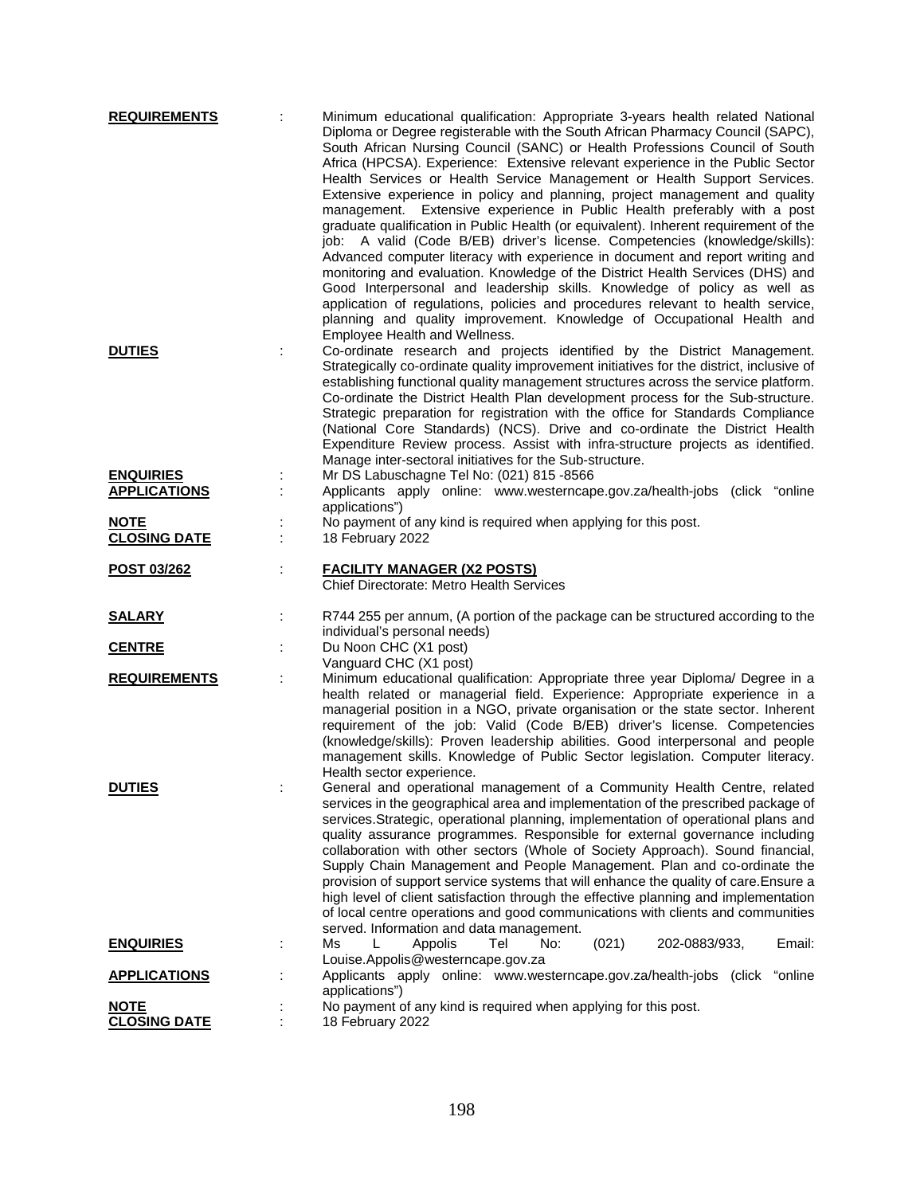**REQUIREMENTS** : Minimum educational qualification: Appropriate 3-years health related National Diploma or Degree registerable with the South African Pharmacy Council (SAPC), South African Nursing Council (SANC) or Health Professions Council of South Africa (HPCSA). Experience: Extensive relevant experience in the Public Sector Health Services or Health Service Management or Health Support Services. Extensive experience in policy and planning, project management and quality management. Extensive experience in Public Health preferably with a post graduate qualification in Public Health (or equivalent). Inherent requirement of the job: A valid (Code B/EB) driver's license. Competencies (knowledge/skills): Advanced computer literacy with experience in document and report writing and monitoring and evaluation. Knowledge of the District Health Services (DHS) and Good Interpersonal and leadership skills. Knowledge of policy as well as application of regulations, policies and procedures relevant to health service, planning and quality improvement. Knowledge of Occupational Health and Employee Health and Wellness.

**DUTIES** : Co-ordinate research and projects identified by the District Management. Strategically co-ordinate quality improvement initiatives for the district, inclusive of establishing functional quality management structures across the service platform. Co-ordinate the District Health Plan development process for the Sub-structure. Strategic preparation for registration with the office for Standards Compliance (National Core Standards) (NCS). Drive and co-ordinate the District Health Expenditure Review process. Assist with infra-structure projects as identified. Manage inter-sectoral initiatives for the Sub-structure.

**ENQUIRIES** : Mr DS Labuschagne Tel No: (021) 815 -8566

**APPLICATIONS** : Applicants apply online: www.westerncape.gov.za/health-jobs (click "online applications")

**NOTE** : No payment of any kind is required when applying for this post.

**CLOSING DATE** : 18 February 2022

**POST 03/262** : **FACILITY MANAGER (X2 POSTS)**
Chief Directorate: Metro Health Services

**SALARY** : R744 255 per annum, (A portion of the package can be structured according to the individual's personal needs)

**CENTRE** : Du Noon CHC (X1 post)
Vanguard CHC (X1 post)

**REQUIREMENTS** : Minimum educational qualification: Appropriate three year Diploma/ Degree in a health related or managerial field. Experience: Appropriate experience in a managerial position in a NGO, private organisation or the state sector. Inherent requirement of the job: Valid (Code B/EB) driver's license. Competencies (knowledge/skills): Proven leadership abilities. Good interpersonal and people management skills. Knowledge of Public Sector legislation. Computer literacy. Health sector experience.

**DUTIES** : General and operational management of a Community Health Centre, related services in the geographical area and implementation of the prescribed package of services.Strategic, operational planning, implementation of operational plans and quality assurance programmes. Responsible for external governance including collaboration with other sectors (Whole of Society Approach). Sound financial, Supply Chain Management and People Management. Plan and co-ordinate the provision of support service systems that will enhance the quality of care.Ensure a high level of client satisfaction through the effective planning and implementation of local centre operations and good communications with clients and communities served. Information and data management.

**ENQUIRIES** : Ms L Appolis Tel No: (021) 202-0883/933, Email: Louise.Appolis@westerncape.gov.za

**APPLICATIONS** : Applicants apply online: www.westerncape.gov.za/health-jobs (click "online applications")

**NOTE** : No payment of any kind is required when applying for this post.

**CLOSING DATE** : 18 February 2022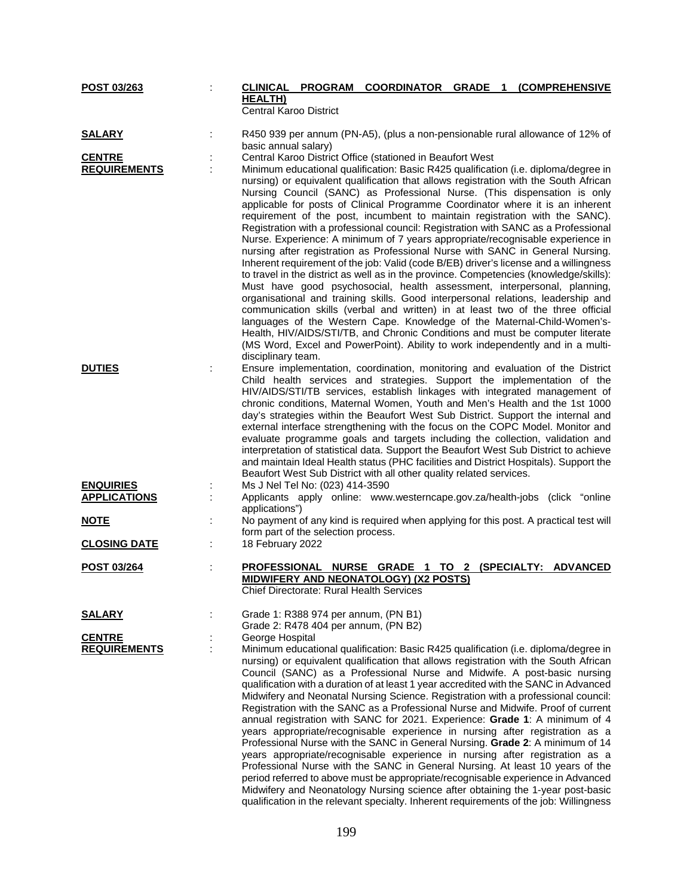**POST 03/263** : **CLINICAL PROGRAM COORDINATOR GRADE 1 (COMPREHENSIVE HEALTH)**
Central Karoo District

**SALARY** : R450 939 per annum (PN-A5), (plus a non-pensionable rural allowance of 12% of basic annual salary)

**CENTRE** : Central Karoo District Office (stationed in Beaufort West

**REQUIREMENTS** : Minimum educational qualification: Basic R425 qualification (i.e. diploma/degree in nursing) or equivalent qualification that allows registration with the South African Nursing Council (SANC) as Professional Nurse. (This dispensation is only applicable for posts of Clinical Programme Coordinator where it is an inherent requirement of the post, incumbent to maintain registration with the SANC). Registration with a professional council: Registration with SANC as a Professional Nurse. Experience: A minimum of 7 years appropriate/recognisable experience in nursing after registration as Professional Nurse with SANC in General Nursing. Inherent requirement of the job: Valid (code B/EB) driver's license and a willingness to travel in the district as well as in the province. Competencies (knowledge/skills): Must have good psychosocial, health assessment, interpersonal, planning, organisational and training skills. Good interpersonal relations, leadership and communication skills (verbal and written) in at least two of the three official languages of the Western Cape. Knowledge of the Maternal-Child-Women's-Health, HIV/AIDS/STI/TB, and Chronic Conditions and must be computer literate (MS Word, Excel and PowerPoint). Ability to work independently and in a multi-disciplinary team.

**DUTIES** : Ensure implementation, coordination, monitoring and evaluation of the District Child health services and strategies. Support the implementation of the HIV/AIDS/STI/TB services, establish linkages with integrated management of chronic conditions, Maternal Women, Youth and Men's Health and the 1st 1000 day's strategies within the Beaufort West Sub District. Support the internal and external interface strengthening with the focus on the COPC Model. Monitor and evaluate programme goals and targets including the collection, validation and interpretation of statistical data. Support the Beaufort West Sub District to achieve and maintain Ideal Health status (PHC facilities and District Hospitals). Support the Beaufort West Sub District with all other quality related services.

**ENQUIRIES** : Ms J Nel Tel No: (023) 414-3590

**APPLICATIONS** : Applicants apply online: www.westerncape.gov.za/health-jobs (click "online applications")

**NOTE** : No payment of any kind is required when applying for this post. A practical test will form part of the selection process.

**CLOSING DATE** : 18 February 2022

**POST 03/264** : **PROFESSIONAL NURSE GRADE 1 TO 2 (SPECIALTY: ADVANCED MIDWIFERY AND NEONATOLOGY) (X2 POSTS)**
Chief Directorate: Rural Health Services

**SALARY** : Grade 1: R388 974 per annum, (PN B1)
Grade 2: R478 404 per annum, (PN B2)

**CENTRE** : George Hospital

**REQUIREMENTS** : Minimum educational qualification: Basic R425 qualification (i.e. diploma/degree in nursing) or equivalent qualification that allows registration with the South African Council (SANC) as a Professional Nurse and Midwife. A post-basic nursing qualification with a duration of at least 1 year accredited with the SANC in Advanced Midwifery and Neonatal Nursing Science. Registration with a professional council: Registration with the SANC as a Professional Nurse and Midwife. Proof of current annual registration with SANC for 2021. Experience: **Grade 1**: A minimum of 4 years appropriate/recognisable experience in nursing after registration as a Professional Nurse with the SANC in General Nursing. **Grade 2**: A minimum of 14 years appropriate/recognisable experience in nursing after registration as a Professional Nurse with the SANC in General Nursing. At least 10 years of the period referred to above must be appropriate/recognisable experience in Advanced Midwifery and Neonatology Nursing science after obtaining the 1-year post-basic qualification in the relevant specialty. Inherent requirements of the job: Willingness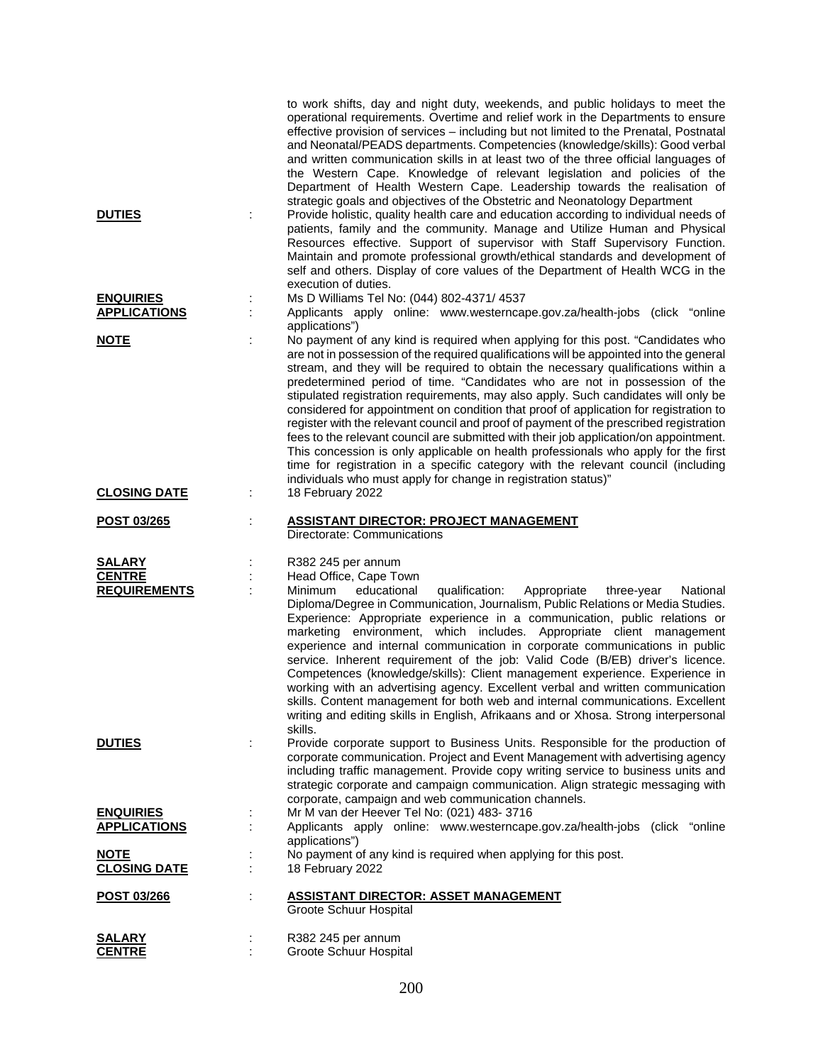to work shifts, day and night duty, weekends, and public holidays to meet the operational requirements. Overtime and relief work in the Departments to ensure effective provision of services – including but not limited to the Prenatal, Postnatal and Neonatal/PEADS departments. Competencies (knowledge/skills): Good verbal and written communication skills in at least two of the three official languages of the Western Cape. Knowledge of relevant legislation and policies of the Department of Health Western Cape. Leadership towards the realisation of strategic goals and objectives of the Obstetric and Neonatology Department

**DUTIES** : Provide holistic, quality health care and education according to individual needs of patients, family and the community. Manage and Utilize Human and Physical Resources effective. Support of supervisor with Staff Supervisory Function. Maintain and promote professional growth/ethical standards and development of self and others. Display of core values of the Department of Health WCG in the execution of duties.

**ENQUIRIES** : Ms D Williams Tel No: (044) 802-4371/ 4537

**APPLICATIONS** : Applicants apply online: www.westerncape.gov.za/health-jobs (click "online applications")

**NOTE** : No payment of any kind is required when applying for this post. "Candidates who are not in possession of the required qualifications will be appointed into the general stream, and they will be required to obtain the necessary qualifications within a predetermined period of time. "Candidates who are not in possession of the stipulated registration requirements, may also apply. Such candidates will only be considered for appointment on condition that proof of application for registration to register with the relevant council and proof of payment of the prescribed registration fees to the relevant council are submitted with their job application/on appointment. This concession is only applicable on health professionals who apply for the first time for registration in a specific category with the relevant council (including individuals who must apply for change in registration status)"

**CLOSING DATE** : 18 February 2022

**POST 03/265** : **ASSISTANT DIRECTOR: PROJECT MANAGEMENT**
Directorate: Communications

**SALARY** : R382 245 per annum

**CENTRE** : Head Office, Cape Town

**REQUIREMENTS** : Minimum educational qualification: Appropriate three-year National Diploma/Degree in Communication, Journalism, Public Relations or Media Studies. Experience: Appropriate experience in a communication, public relations or marketing environment, which includes. Appropriate client management experience and internal communication in corporate communications in public service. Inherent requirement of the job: Valid Code (B/EB) driver's licence. Competences (knowledge/skills): Client management experience. Experience in working with an advertising agency. Excellent verbal and written communication skills. Content management for both web and internal communications. Excellent writing and editing skills in English, Afrikaans and or Xhosa. Strong interpersonal skills.

**DUTIES** : Provide corporate support to Business Units. Responsible for the production of corporate communication. Project and Event Management with advertising agency including traffic management. Provide copy writing service to business units and strategic corporate and campaign communication. Align strategic messaging with corporate, campaign and web communication channels.

**ENQUIRIES** : Mr M van der Heever Tel No: (021) 483- 3716

**APPLICATIONS** : Applicants apply online: www.westerncape.gov.za/health-jobs (click "online applications")

**NOTE** : No payment of any kind is required when applying for this post.

**CLOSING DATE** : 18 February 2022

**POST 03/266** : **ASSISTANT DIRECTOR: ASSET MANAGEMENT**
Groote Schuur Hospital

**SALARY** : R382 245 per annum

**CENTRE** : Groote Schuur Hospital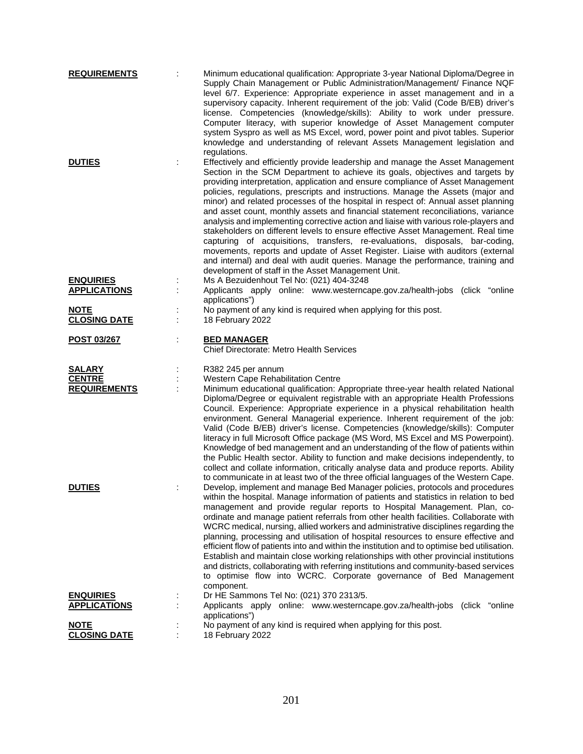**REQUIREMENTS** : Minimum educational qualification: Appropriate 3-year National Diploma/Degree in Supply Chain Management or Public Administration/Management/ Finance NQF level 6/7. Experience: Appropriate experience in asset management and in a supervisory capacity. Inherent requirement of the job: Valid (Code B/EB) driver's license. Competencies (knowledge/skills): Ability to work under pressure. Computer literacy, with superior knowledge of Asset Management computer system Syspro as well as MS Excel, word, power point and pivot tables. Superior knowledge and understanding of relevant Assets Management legislation and regulations.

**DUTIES** : Effectively and efficiently provide leadership and manage the Asset Management Section in the SCM Department to achieve its goals, objectives and targets by providing interpretation, application and ensure compliance of Asset Management policies, regulations, prescripts and instructions. Manage the Assets (major and minor) and related processes of the hospital in respect of: Annual asset planning and asset count, monthly assets and financial statement reconciliations, variance analysis and implementing corrective action and liaise with various role-players and stakeholders on different levels to ensure effective Asset Management. Real time capturing of acquisitions, transfers, re-evaluations, disposals, bar-coding, movements, reports and update of Asset Register. Liaise with auditors (external and internal) and deal with audit queries. Manage the performance, training and development of staff in the Asset Management Unit.

**ENQUIRIES** : Ms A Bezuidenhout Tel No: (021) 404-3248

**APPLICATIONS** : Applicants apply online: www.westerncape.gov.za/health-jobs (click "online applications")

**NOTE** : No payment of any kind is required when applying for this post.

**CLOSING DATE** : 18 February 2022

**POST 03/267** : **BED MANAGER**
Chief Directorate: Metro Health Services

**SALARY** : R382 245 per annum

**CENTRE** : Western Cape Rehabilitation Centre

**REQUIREMENTS** : Minimum educational qualification: Appropriate three-year health related National Diploma/Degree or equivalent registrable with an appropriate Health Professions Council. Experience: Appropriate experience in a physical rehabilitation health environment. General Managerial experience. Inherent requirement of the job: Valid (Code B/EB) driver's license. Competencies (knowledge/skills): Computer literacy in full Microsoft Office package (MS Word, MS Excel and MS Powerpoint). Knowledge of bed management and an understanding of the flow of patients within the Public Health sector. Ability to function and make decisions independently, to collect and collate information, critically analyse data and produce reports. Ability to communicate in at least two of the three official languages of the Western Cape.

**DUTIES** : Develop, implement and manage Bed Manager policies, protocols and procedures within the hospital. Manage information of patients and statistics in relation to bed management and provide regular reports to Hospital Management. Plan, co-ordinate and manage patient referrals from other health facilities. Collaborate with WCRC medical, nursing, allied workers and administrative disciplines regarding the planning, processing and utilisation of hospital resources to ensure effective and efficient flow of patients into and within the institution and to optimise bed utilisation. Establish and maintain close working relationships with other provincial institutions and districts, collaborating with referring institutions and community-based services to optimise flow into WCRC. Corporate governance of Bed Management component.

**ENQUIRIES** : Dr HE Sammons Tel No: (021) 370 2313/5.

**APPLICATIONS** : Applicants apply online: www.westerncape.gov.za/health-jobs (click "online applications")

**NOTE** : No payment of any kind is required when applying for this post.

**CLOSING DATE** : 18 February 2022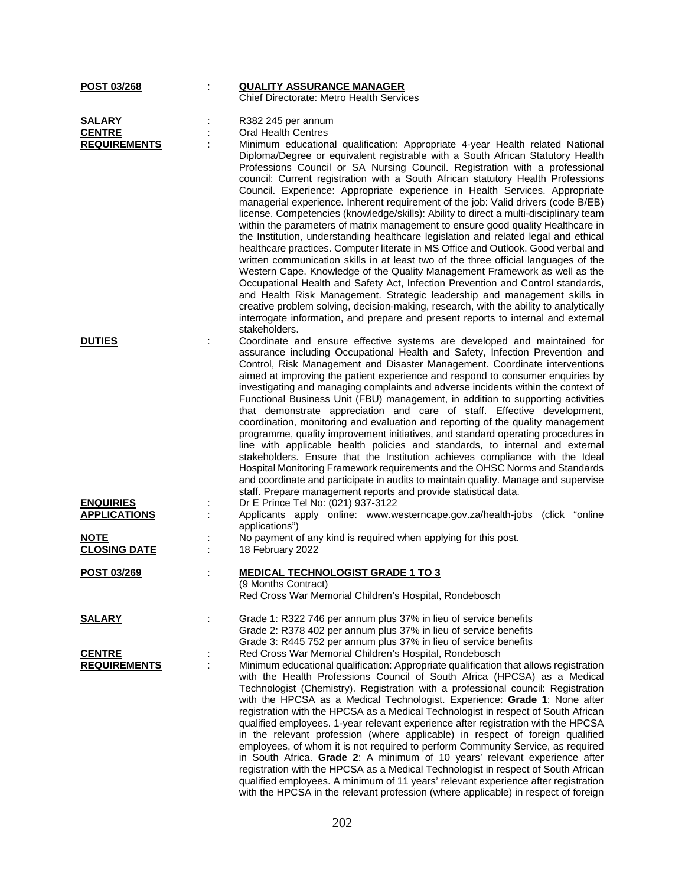**POST 03/268** : **QUALITY ASSURANCE MANAGER**
Chief Directorate: Metro Health Services

**SALARY** : R382 245 per annum

**CENTRE** : Oral Health Centres

**REQUIREMENTS** : Minimum educational qualification: Appropriate 4-year Health related National Diploma/Degree or equivalent registrable with a South African Statutory Health Professions Council or SA Nursing Council. Registration with a professional council: Current registration with a South African statutory Health Professions Council. Experience: Appropriate experience in Health Services. Appropriate managerial experience. Inherent requirement of the job: Valid drivers (code B/EB) license. Competencies (knowledge/skills): Ability to direct a multi-disciplinary team within the parameters of matrix management to ensure good quality Healthcare in the Institution, understanding healthcare legislation and related legal and ethical healthcare practices. Computer literate in MS Office and Outlook. Good verbal and written communication skills in at least two of the three official languages of the Western Cape. Knowledge of the Quality Management Framework as well as the Occupational Health and Safety Act, Infection Prevention and Control standards, and Health Risk Management. Strategic leadership and management skills in creative problem solving, decision-making, research, with the ability to analytically interrogate information, and prepare and present reports to internal and external stakeholders.

**DUTIES** : Coordinate and ensure effective systems are developed and maintained for assurance including Occupational Health and Safety, Infection Prevention and Control, Risk Management and Disaster Management. Coordinate interventions aimed at improving the patient experience and respond to consumer enquiries by investigating and managing complaints and adverse incidents within the context of Functional Business Unit (FBU) management, in addition to supporting activities that demonstrate appreciation and care of staff. Effective development, coordination, monitoring and evaluation and reporting of the quality management programme, quality improvement initiatives, and standard operating procedures in line with applicable health policies and standards, to internal and external stakeholders. Ensure that the Institution achieves compliance with the Ideal Hospital Monitoring Framework requirements and the OHSC Norms and Standards and coordinate and participate in audits to maintain quality. Manage and supervise staff. Prepare management reports and provide statistical data.

**ENQUIRIES** : Dr E Prince Tel No: (021) 937-3122

**APPLICATIONS** : Applicants apply online: www.westerncape.gov.za/health-jobs (click "online applications")

**NOTE** : No payment of any kind is required when applying for this post.

**CLOSING DATE** : 18 February 2022

**POST 03/269** : **MEDICAL TECHNOLOGIST GRADE 1 TO 3**
(9 Months Contract)
Red Cross War Memorial Children's Hospital, Rondebosch

**SALARY** : Grade 1: R322 746 per annum plus 37% in lieu of service benefits
Grade 2: R378 402 per annum plus 37% in lieu of service benefits
Grade 3: R445 752 per annum plus 37% in lieu of service benefits

**CENTRE** : Red Cross War Memorial Children's Hospital, Rondebosch

**REQUIREMENTS** : Minimum educational qualification: Appropriate qualification that allows registration with the Health Professions Council of South Africa (HPCSA) as a Medical Technologist (Chemistry). Registration with a professional council: Registration with the HPCSA as a Medical Technologist. Experience: **Grade 1**: None after registration with the HPCSA as a Medical Technologist in respect of South African qualified employees. 1-year relevant experience after registration with the HPCSA in the relevant profession (where applicable) in respect of foreign qualified employees, of whom it is not required to perform Community Service, as required in South Africa. **Grade 2**: A minimum of 10 years' relevant experience after registration with the HPCSA as a Medical Technologist in respect of South African qualified employees. A minimum of 11 years' relevant experience after registration with the HPCSA in the relevant profession (where applicable) in respect of foreign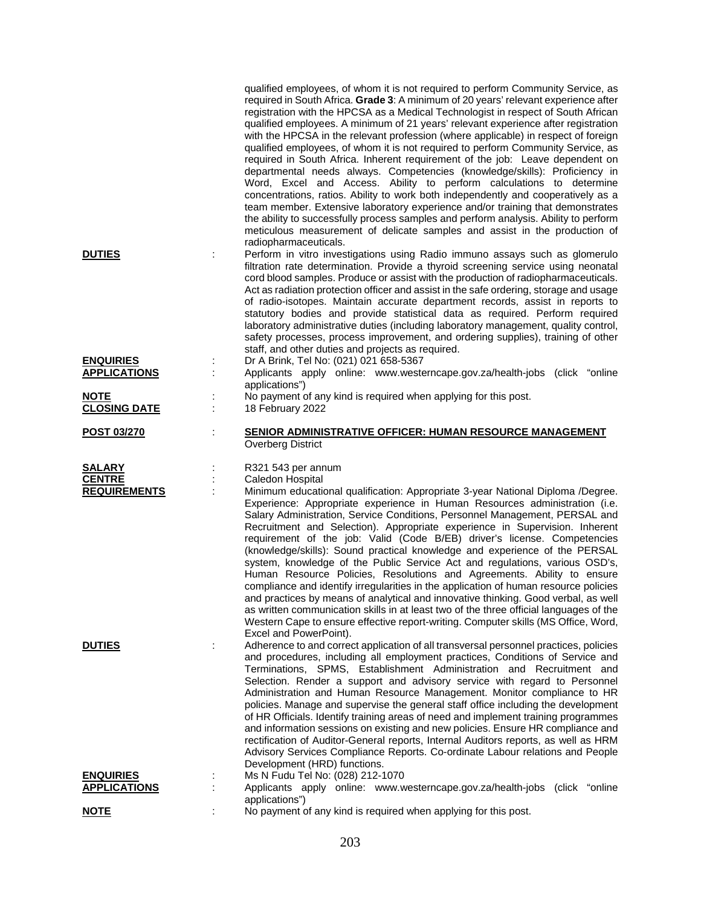qualified employees, of whom it is not required to perform Community Service, as required in South Africa. **Grade 3**: A minimum of 20 years' relevant experience after registration with the HPCSA as a Medical Technologist in respect of South African qualified employees. A minimum of 21 years' relevant experience after registration with the HPCSA in the relevant profession (where applicable) in respect of foreign qualified employees, of whom it is not required to perform Community Service, as required in South Africa. Inherent requirement of the job: Leave dependent on departmental needs always. Competencies (knowledge/skills): Proficiency in Word, Excel and Access. Ability to perform calculations to determine concentrations, ratios. Ability to work both independently and cooperatively as a team member. Extensive laboratory experience and/or training that demonstrates the ability to successfully process samples and perform analysis. Ability to perform meticulous measurement of delicate samples and assist in the production of radiopharmaceuticals.

**DUTIES** : Perform in vitro investigations using Radio immuno assays such as glomerulo filtration rate determination. Provide a thyroid screening service using neonatal cord blood samples. Produce or assist with the production of radiopharmaceuticals. Act as radiation protection officer and assist in the safe ordering, storage and usage of radio-isotopes. Maintain accurate department records, assist in reports to statutory bodies and provide statistical data as required. Perform required laboratory administrative duties (including laboratory management, quality control, safety processes, process improvement, and ordering supplies), training of other staff, and other duties and projects as required.

**ENQUIRIES** : Dr A Brink, Tel No: (021) 021 658-5367

**APPLICATIONS** : Applicants apply online: www.westerncape.gov.za/health-jobs (click "online applications")

**NOTE** : No payment of any kind is required when applying for this post.

**CLOSING DATE** : 18 February 2022

**POST 03/270** : **SENIOR ADMINISTRATIVE OFFICER: HUMAN RESOURCE MANAGEMENT**
Overberg District

**SALARY** : R321 543 per annum

**CENTRE** : Caledon Hospital

**REQUIREMENTS** : Minimum educational qualification: Appropriate 3-year National Diploma /Degree. Experience: Appropriate experience in Human Resources administration (i.e. Salary Administration, Service Conditions, Personnel Management, PERSAL and Recruitment and Selection). Appropriate experience in Supervision. Inherent requirement of the job: Valid (Code B/EB) driver's license. Competencies (knowledge/skills): Sound practical knowledge and experience of the PERSAL system, knowledge of the Public Service Act and regulations, various OSD's, Human Resource Policies, Resolutions and Agreements. Ability to ensure compliance and identify irregularities in the application of human resource policies and practices by means of analytical and innovative thinking. Good verbal, as well as written communication skills in at least two of the three official languages of the Western Cape to ensure effective report-writing. Computer skills (MS Office, Word, Excel and PowerPoint).

**DUTIES** : Adherence to and correct application of all transversal personnel practices, policies and procedures, including all employment practices, Conditions of Service and Terminations, SPMS, Establishment Administration and Recruitment and Selection. Render a support and advisory service with regard to Personnel Administration and Human Resource Management. Monitor compliance to HR policies. Manage and supervise the general staff office including the development of HR Officials. Identify training areas of need and implement training programmes and information sessions on existing and new policies. Ensure HR compliance and rectification of Auditor-General reports, Internal Auditors reports, as well as HRM Advisory Services Compliance Reports. Co-ordinate Labour relations and People Development (HRD) functions.

**ENQUIRIES** : Ms N Fudu Tel No: (028) 212-1070

**APPLICATIONS** : Applicants apply online: www.westerncape.gov.za/health-jobs (click "online applications")

**NOTE** : No payment of any kind is required when applying for this post.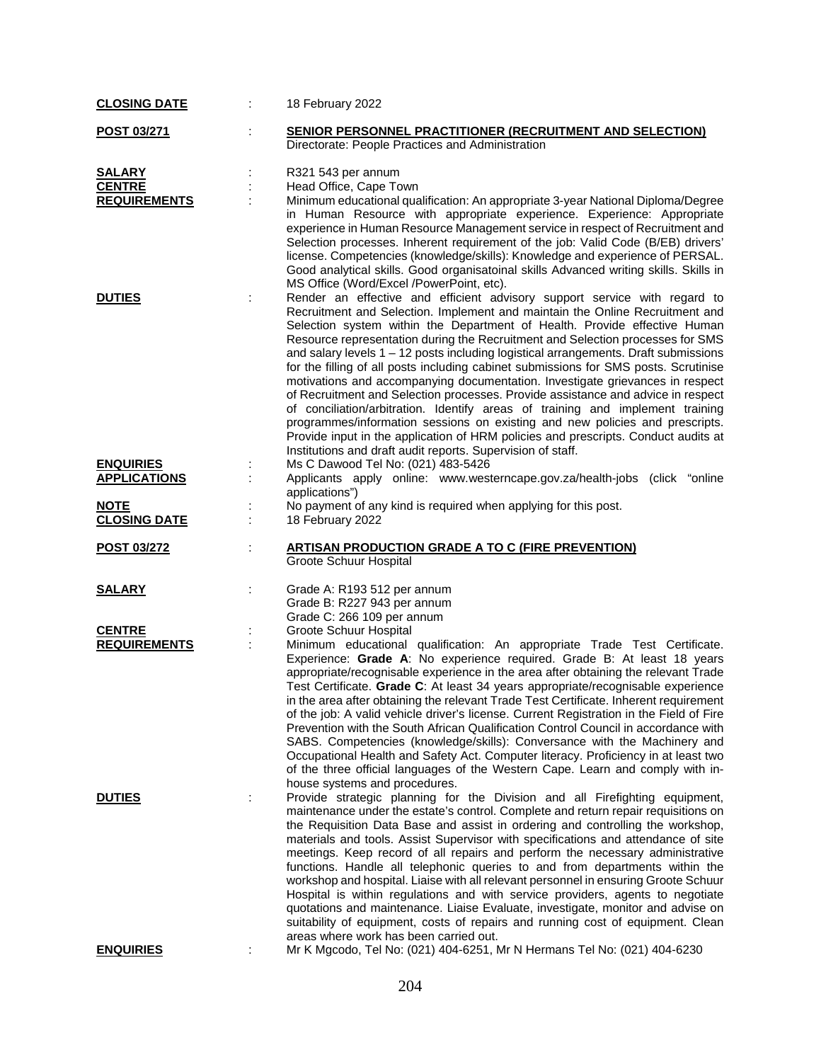**CLOSING DATE** : 18 February 2022

**POST 03/271** : **SENIOR PERSONNEL PRACTITIONER (RECRUITMENT AND SELECTION)**
Directorate: People Practices and Administration

**SALARY** : R321 543 per annum

**CENTRE** : Head Office, Cape Town

**REQUIREMENTS** : Minimum educational qualification: An appropriate 3-year National Diploma/Degree in Human Resource with appropriate experience. Experience: Appropriate experience in Human Resource Management service in respect of Recruitment and Selection processes. Inherent requirement of the job: Valid Code (B/EB) drivers' license. Competencies (knowledge/skills): Knowledge and experience of PERSAL. Good analytical skills. Good organisatoinal skills Advanced writing skills. Skills in MS Office (Word/Excel /PowerPoint, etc).

**DUTIES** : Render an effective and efficient advisory support service with regard to Recruitment and Selection. Implement and maintain the Online Recruitment and Selection system within the Department of Health. Provide effective Human Resource representation during the Recruitment and Selection processes for SMS and salary levels 1 – 12 posts including logistical arrangements. Draft submissions for the filling of all posts including cabinet submissions for SMS posts. Scrutinise motivations and accompanying documentation. Investigate grievances in respect of Recruitment and Selection processes. Provide assistance and advice in respect of conciliation/arbitration. Identify areas of training and implement training programmes/information sessions on existing and new policies and prescripts. Provide input in the application of HRM policies and prescripts. Conduct audits at Institutions and draft audit reports. Supervision of staff.

**ENQUIRIES** : Ms C Dawood Tel No: (021) 483-5426

**APPLICATIONS** : Applicants apply online: www.westerncape.gov.za/health-jobs (click "online applications")

**NOTE** : No payment of any kind is required when applying for this post.

**CLOSING DATE** : 18 February 2022

**POST 03/272** : **ARTISAN PRODUCTION GRADE A TO C (FIRE PREVENTION)**
Groote Schuur Hospital

**SALARY** : Grade A: R193 512 per annum
Grade B: R227 943 per annum
Grade C: 266 109 per annum

**CENTRE** : Groote Schuur Hospital

**REQUIREMENTS** : Minimum educational qualification: An appropriate Trade Test Certificate. Experience: **Grade A**: No experience required. Grade B: At least 18 years appropriate/recognisable experience in the area after obtaining the relevant Trade Test Certificate. **Grade C**: At least 34 years appropriate/recognisable experience in the area after obtaining the relevant Trade Test Certificate. Inherent requirement of the job: A valid vehicle driver's license. Current Registration in the Field of Fire Prevention with the South African Qualification Control Council in accordance with SABS. Competencies (knowledge/skills): Conversance with the Machinery and Occupational Health and Safety Act. Computer literacy. Proficiency in at least two of the three official languages of the Western Cape. Learn and comply with in-house systems and procedures.

**DUTIES** : Provide strategic planning for the Division and all Firefighting equipment, maintenance under the estate's control. Complete and return repair requisitions on the Requisition Data Base and assist in ordering and controlling the workshop, materials and tools. Assist Supervisor with specifications and attendance of site meetings. Keep record of all repairs and perform the necessary administrative functions. Handle all telephonic queries to and from departments within the workshop and hospital. Liaise with all relevant personnel in ensuring Groote Schuur Hospital is within regulations and with service providers, agents to negotiate quotations and maintenance. Liaise Evaluate, investigate, monitor and advise on suitability of equipment, costs of repairs and running cost of equipment. Clean areas where work has been carried out.

**ENQUIRIES** : Mr K Mgcodo, Tel No: (021) 404-6251, Mr N Hermans Tel No: (021) 404-6230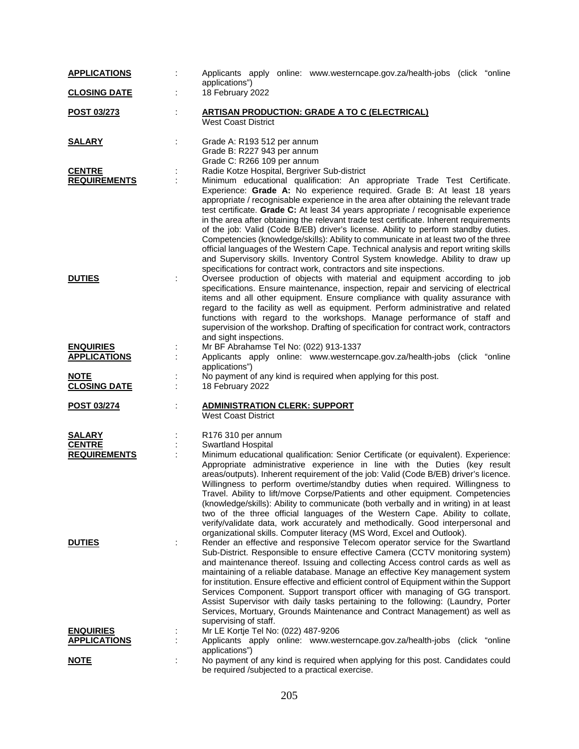**APPLICATIONS** : Applicants apply online: www.westerncape.gov.za/health-jobs (click "online applications")

**CLOSING DATE** : 18 February 2022

**POST 03/273** : **ARTISAN PRODUCTION: GRADE A TO C (ELECTRICAL)**
West Coast District

**SALARY** : Grade A: R193 512 per annum
Grade B: R227 943 per annum
Grade C: R266 109 per annum

**CENTRE** : Radie Kotze Hospital, Bergriver Sub-district

**REQUIREMENTS** : Minimum educational qualification: An appropriate Trade Test Certificate. Experience: **Grade A:** No experience required. Grade B: At least 18 years appropriate / recognisable experience in the area after obtaining the relevant trade test certificate. **Grade C:** At least 34 years appropriate / recognisable experience in the area after obtaining the relevant trade test certificate. Inherent requirements of the job: Valid (Code B/EB) driver's license. Ability to perform standby duties. Competencies (knowledge/skills): Ability to communicate in at least two of the three official languages of the Western Cape. Technical analysis and report writing skills and Supervisory skills. Inventory Control System knowledge. Ability to draw up specifications for contract work, contractors and site inspections.

**DUTIES** : Oversee production of objects with material and equipment according to job specifications. Ensure maintenance, inspection, repair and servicing of electrical items and all other equipment. Ensure compliance with quality assurance with regard to the facility as well as equipment. Perform administrative and related functions with regard to the workshops. Manage performance of staff and supervision of the workshop. Drafting of specification for contract work, contractors and sight inspections.

**ENQUIRIES** : Mr BF Abrahamse Tel No: (022) 913-1337

**APPLICATIONS** : Applicants apply online: www.westerncape.gov.za/health-jobs (click "online applications")

**NOTE** : No payment of any kind is required when applying for this post.

**CLOSING DATE** : 18 February 2022

**POST 03/274** : **ADMINISTRATION CLERK: SUPPORT**
West Coast District

**SALARY** : R176 310 per annum

**CENTRE** : Swartland Hospital

**REQUIREMENTS** : Minimum educational qualification: Senior Certificate (or equivalent). Experience: Appropriate administrative experience in line with the Duties (key result areas/outputs). Inherent requirement of the job: Valid (Code B/EB) driver's licence. Willingness to perform overtime/standby duties when required. Willingness to Travel. Ability to lift/move Corpse/Patients and other equipment. Competencies (knowledge/skills): Ability to communicate (both verbally and in writing) in at least two of the three official languages of the Western Cape. Ability to collate, verify/validate data, work accurately and methodically. Good interpersonal and organizational skills. Computer literacy (MS Word, Excel and Outlook).

**DUTIES** : Render an effective and responsive Telecom operator service for the Swartland Sub-District. Responsible to ensure effective Camera (CCTV monitoring system) and maintenance thereof. Issuing and collecting Access control cards as well as maintaining of a reliable database. Manage an effective Key management system for institution. Ensure effective and efficient control of Equipment within the Support Services Component. Support transport officer with managing of GG transport. Assist Supervisor with daily tasks pertaining to the following: (Laundry, Porter Services, Mortuary, Grounds Maintenance and Contract Management) as well as supervising of staff.

**ENQUIRIES** : Mr LE Kortje Tel No: (022) 487-9206

**APPLICATIONS** : Applicants apply online: www.westerncape.gov.za/health-jobs (click "online applications")

**NOTE** : No payment of any kind is required when applying for this post. Candidates could be required /subjected to a practical exercise.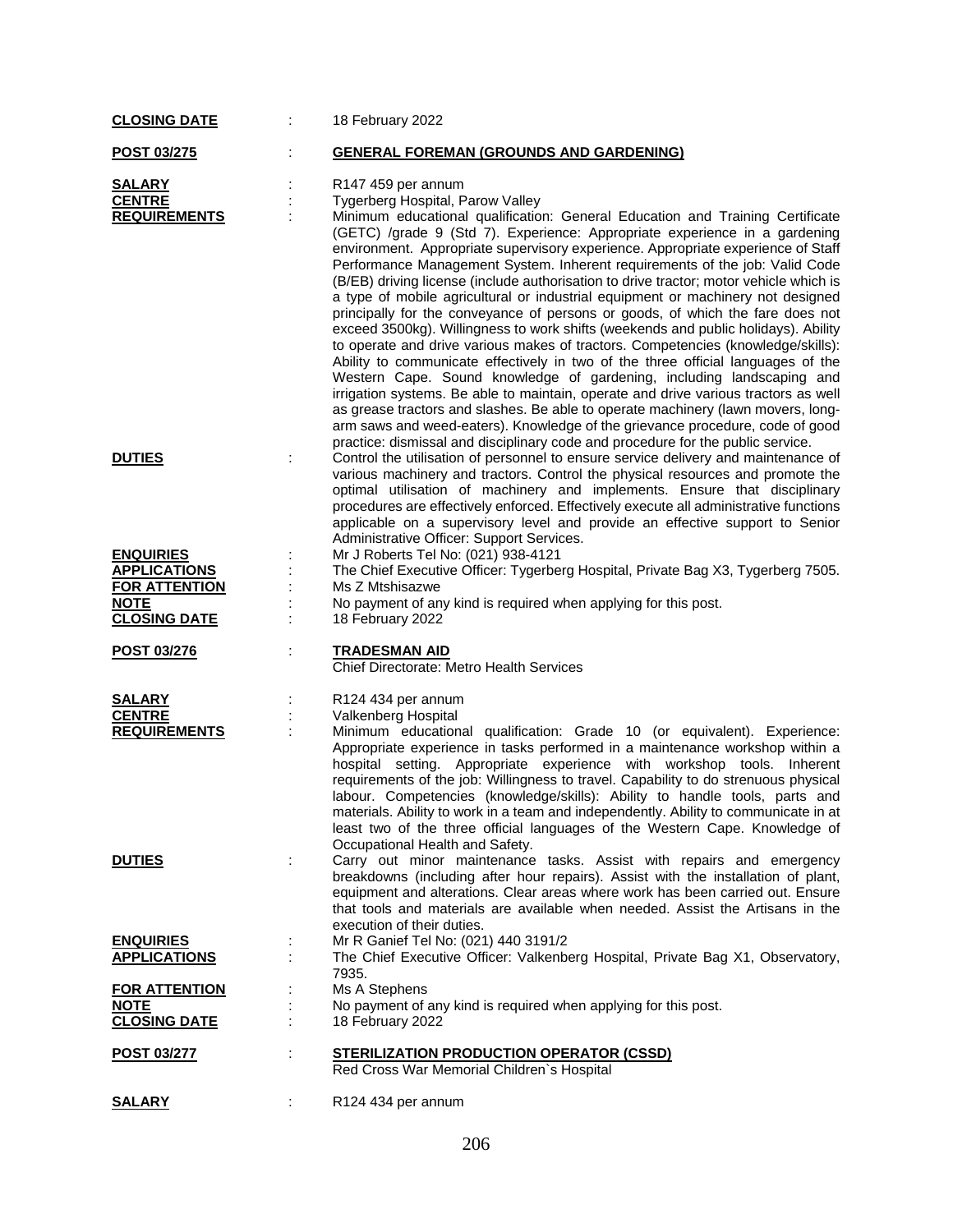**CLOSING DATE** : 18 February 2022

**POST 03/275** : **GENERAL FOREMAN (GROUNDS AND GARDENING)**

**SALARY** : R147 459 per annum

**CENTRE** : Tygerberg Hospital, Parow Valley

**REQUIREMENTS** : Minimum educational qualification: General Education and Training Certificate (GETC) /grade 9 (Std 7). Experience: Appropriate experience in a gardening environment. Appropriate supervisory experience. Appropriate experience of Staff Performance Management System. Inherent requirements of the job: Valid Code (B/EB) driving license (include authorisation to drive tractor; motor vehicle which is a type of mobile agricultural or industrial equipment or machinery not designed principally for the conveyance of persons or goods, of which the fare does not exceed 3500kg). Willingness to work shifts (weekends and public holidays). Ability to operate and drive various makes of tractors. Competencies (knowledge/skills): Ability to communicate effectively in two of the three official languages of the Western Cape. Sound knowledge of gardening, including landscaping and irrigation systems. Be able to maintain, operate and drive various tractors as well as grease tractors and slashes. Be able to operate machinery (lawn movers, long-arm saws and weed-eaters). Knowledge of the grievance procedure, code of good practice: dismissal and disciplinary code and procedure for the public service.

**DUTIES** : Control the utilisation of personnel to ensure service delivery and maintenance of various machinery and tractors. Control the physical resources and promote the optimal utilisation of machinery and implements. Ensure that disciplinary procedures are effectively enforced. Effectively execute all administrative functions applicable on a supervisory level and provide an effective support to Senior Administrative Officer: Support Services.

**ENQUIRIES** : Mr J Roberts Tel No: (021) 938-4121

**APPLICATIONS** : The Chief Executive Officer: Tygerberg Hospital, Private Bag X3, Tygerberg 7505.

**FOR ATTENTION** : Ms Z Mtshisazwe

**NOTE** : No payment of any kind is required when applying for this post.

**CLOSING DATE** : 18 February 2022

**POST 03/276** : **TRADESMAN AID**
Chief Directorate: Metro Health Services

**SALARY** : R124 434 per annum

**CENTRE** : Valkenberg Hospital

**REQUIREMENTS** : Minimum educational qualification: Grade 10 (or equivalent). Experience: Appropriate experience in tasks performed in a maintenance workshop within a hospital setting. Appropriate experience with workshop tools. Inherent requirements of the job: Willingness to travel. Capability to do strenuous physical labour. Competencies (knowledge/skills): Ability to handle tools, parts and materials. Ability to work in a team and independently. Ability to communicate in at least two of the three official languages of the Western Cape. Knowledge of Occupational Health and Safety.

**DUTIES** : Carry out minor maintenance tasks. Assist with repairs and emergency breakdowns (including after hour repairs). Assist with the installation of plant, equipment and alterations. Clear areas where work has been carried out. Ensure that tools and materials are available when needed. Assist the Artisans in the execution of their duties.

**ENQUIRIES** : Mr R Ganief Tel No: (021) 440 3191/2

**APPLICATIONS** : The Chief Executive Officer: Valkenberg Hospital, Private Bag X1, Observatory, 7935.

**FOR ATTENTION** : Ms A Stephens

**NOTE** : No payment of any kind is required when applying for this post.

**CLOSING DATE** : 18 February 2022

**POST 03/277** : **STERILIZATION PRODUCTION OPERATOR (CSSD)**
Red Cross War Memorial Children`s Hospital

**SALARY** : R124 434 per annum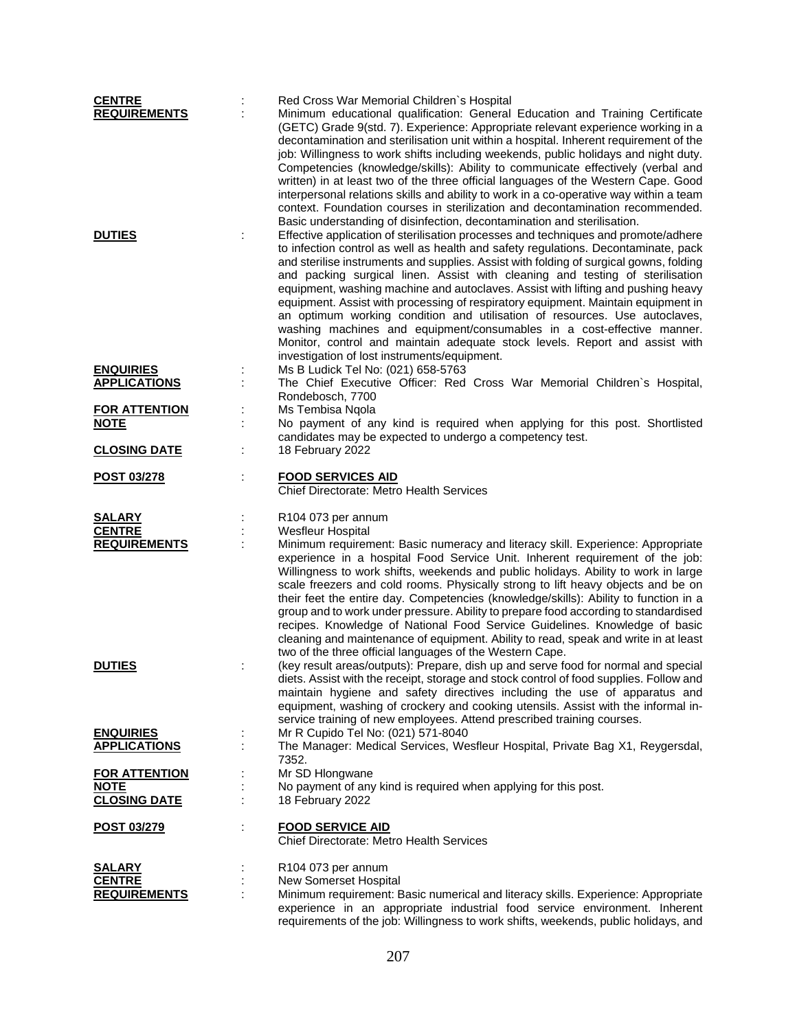**CENTRE** : Red Cross War Memorial Children`s Hospital

**REQUIREMENTS** : Minimum educational qualification: General Education and Training Certificate (GETC) Grade 9(std. 7). Experience: Appropriate relevant experience working in a decontamination and sterilisation unit within a hospital. Inherent requirement of the job: Willingness to work shifts including weekends, public holidays and night duty. Competencies (knowledge/skills): Ability to communicate effectively (verbal and written) in at least two of the three official languages of the Western Cape. Good interpersonal relations skills and ability to work in a co-operative way within a team context. Foundation courses in sterilization and decontamination recommended. Basic understanding of disinfection, decontamination and sterilisation.

**DUTIES** : Effective application of sterilisation processes and techniques and promote/adhere to infection control as well as health and safety regulations. Decontaminate, pack and sterilise instruments and supplies. Assist with folding of surgical gowns, folding and packing surgical linen. Assist with cleaning and testing of sterilisation equipment, washing machine and autoclaves. Assist with lifting and pushing heavy equipment. Assist with processing of respiratory equipment. Maintain equipment in an optimum working condition and utilisation of resources. Use autoclaves, washing machines and equipment/consumables in a cost-effective manner. Monitor, control and maintain adequate stock levels. Report and assist with investigation of lost instruments/equipment.

**ENQUIRIES** : Ms B Ludick Tel No: (021) 658-5763

**APPLICATIONS** : The Chief Executive Officer: Red Cross War Memorial Children`s Hospital, Rondebosch, 7700

**FOR ATTENTION** : Ms Tembisa Nqola

**NOTE** : No payment of any kind is required when applying for this post. Shortlisted candidates may be expected to undergo a competency test.

**CLOSING DATE** : 18 February 2022

**POST 03/278** : **FOOD SERVICES AID**
Chief Directorate: Metro Health Services

**SALARY** : R104 073 per annum

**CENTRE** : Wesfleur Hospital

**REQUIREMENTS** : Minimum requirement: Basic numeracy and literacy skill. Experience: Appropriate experience in a hospital Food Service Unit. Inherent requirement of the job: Willingness to work shifts, weekends and public holidays. Ability to work in large scale freezers and cold rooms. Physically strong to lift heavy objects and be on their feet the entire day. Competencies (knowledge/skills): Ability to function in a group and to work under pressure. Ability to prepare food according to standardised recipes. Knowledge of National Food Service Guidelines. Knowledge of basic cleaning and maintenance of equipment. Ability to read, speak and write in at least two of the three official languages of the Western Cape.

**DUTIES** : (key result areas/outputs): Prepare, dish up and serve food for normal and special diets. Assist with the receipt, storage and stock control of food supplies. Follow and maintain hygiene and safety directives including the use of apparatus and equipment, washing of crockery and cooking utensils. Assist with the informal in-service training of new employees. Attend prescribed training courses.

**ENQUIRIES** : Mr R Cupido Tel No: (021) 571-8040

**APPLICATIONS** : The Manager: Medical Services, Wesfleur Hospital, Private Bag X1, Reygersdal, 7352.

**FOR ATTENTION** : Mr SD Hlongwane

**NOTE** : No payment of any kind is required when applying for this post.

**CLOSING DATE** : 18 February 2022

**POST 03/279** : **FOOD SERVICE AID**
Chief Directorate: Metro Health Services

**SALARY** : R104 073 per annum

**CENTRE** : New Somerset Hospital

**REQUIREMENTS** : Minimum requirement: Basic numerical and literacy skills. Experience: Appropriate experience in an appropriate industrial food service environment. Inherent requirements of the job: Willingness to work shifts, weekends, public holidays, and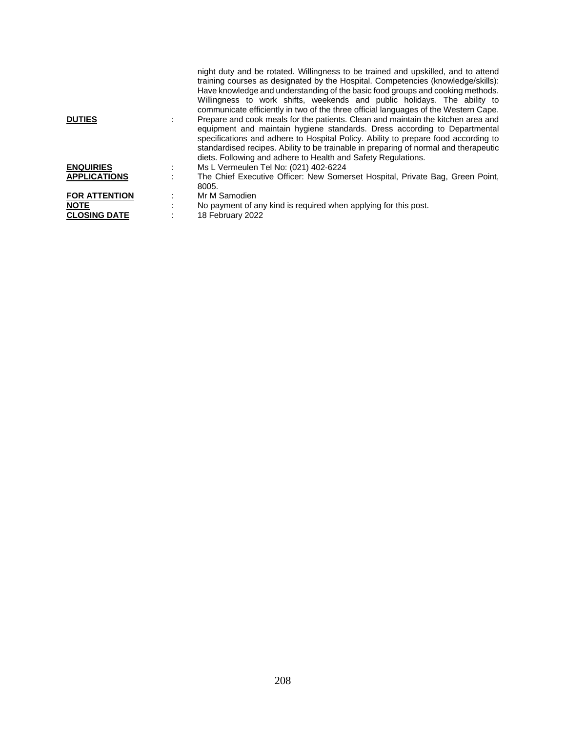night duty and be rotated. Willingness to be trained and upskilled, and to attend training courses as designated by the Hospital. Competencies (knowledge/skills): Have knowledge and understanding of the basic food groups and cooking methods. Willingness to work shifts, weekends and public holidays. The ability to communicate efficiently in two of the three official languages of the Western Cape.

**DUTIES** : Prepare and cook meals for the patients. Clean and maintain the kitchen area and equipment and maintain hygiene standards. Dress according to Departmental specifications and adhere to Hospital Policy. Ability to prepare food according to standardised recipes. Ability to be trainable in preparing of normal and therapeutic diets. Following and adhere to Health and Safety Regulations.

**ENQUIRIES** : Ms L Vermeulen Tel No: (021) 402-6224

**APPLICATIONS** : The Chief Executive Officer: New Somerset Hospital, Private Bag, Green Point, 8005.

**FOR ATTENTION** : Mr M Samodien

**NOTE** : No payment of any kind is required when applying for this post.

**CLOSING DATE** : 18 February 2022